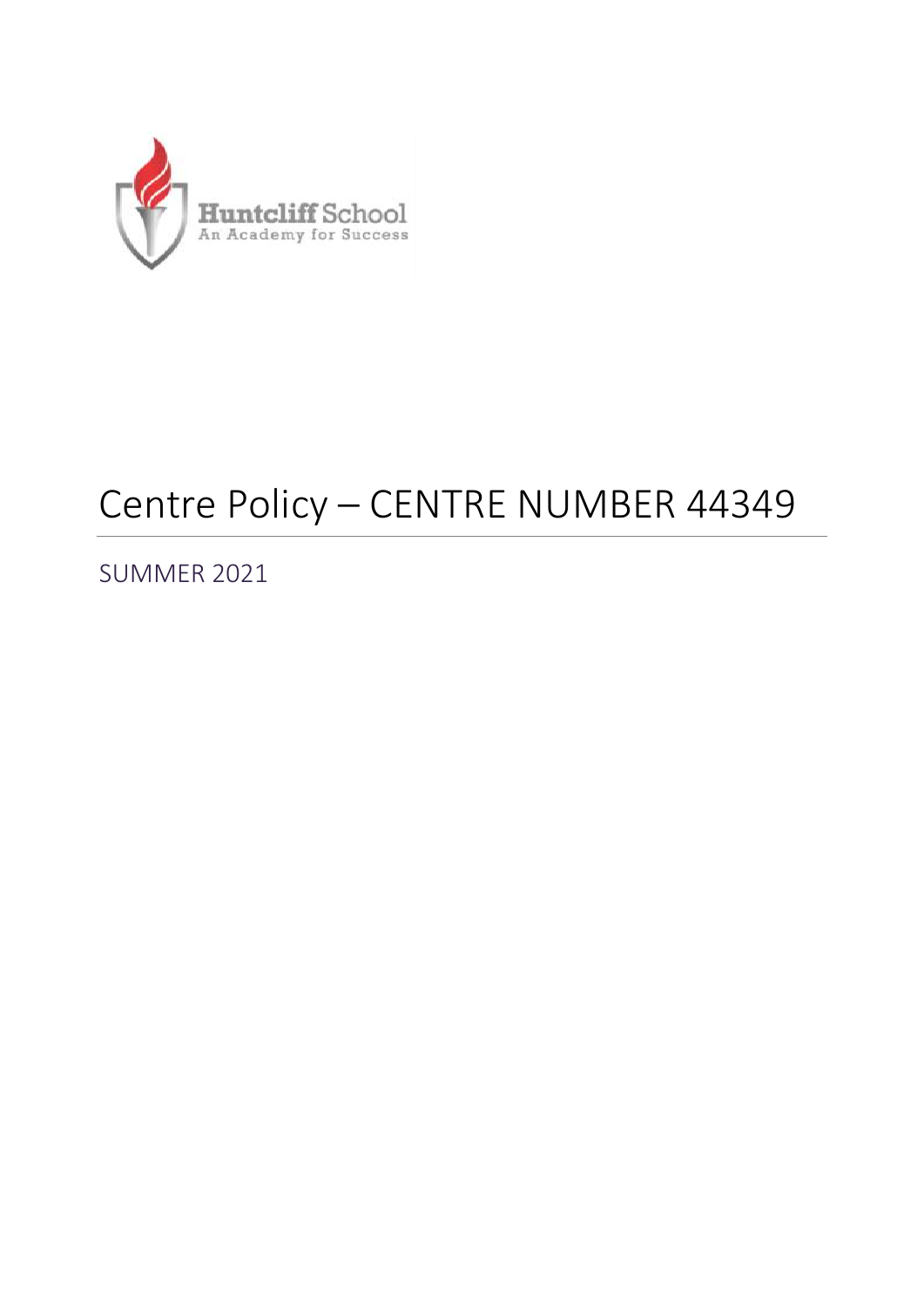Huntcliff School
An Academy for Success

# Centre Policy – CENTRE NUMBER 44349

SUMMER 2021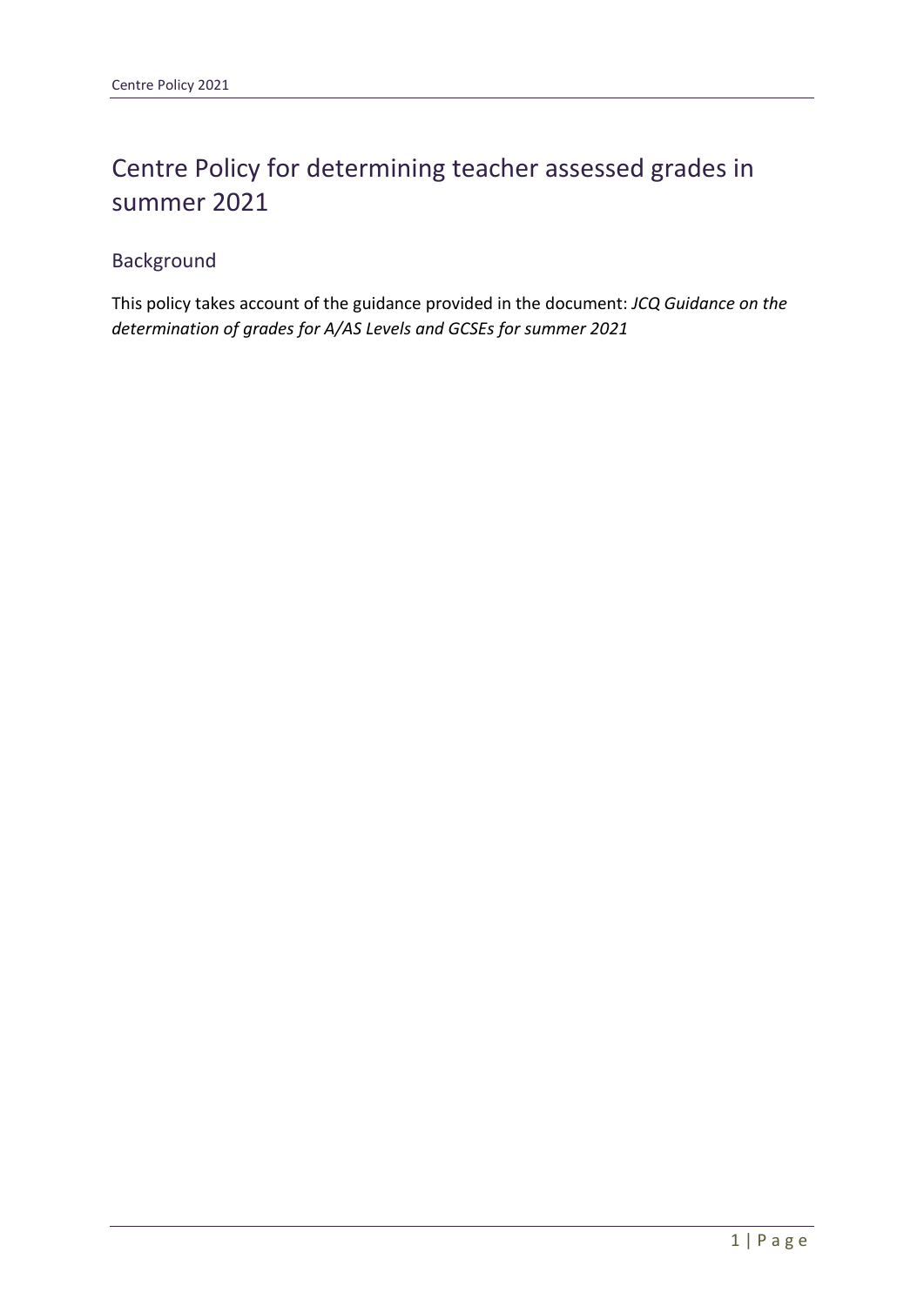# Centre Policy for determining teacher assessed grades in summer 2021

## Background

This policy takes account of the guidance provided in the document: *JCQ Guidance on the determination of grades for A/AS Levels and GCSEs for summer 2021*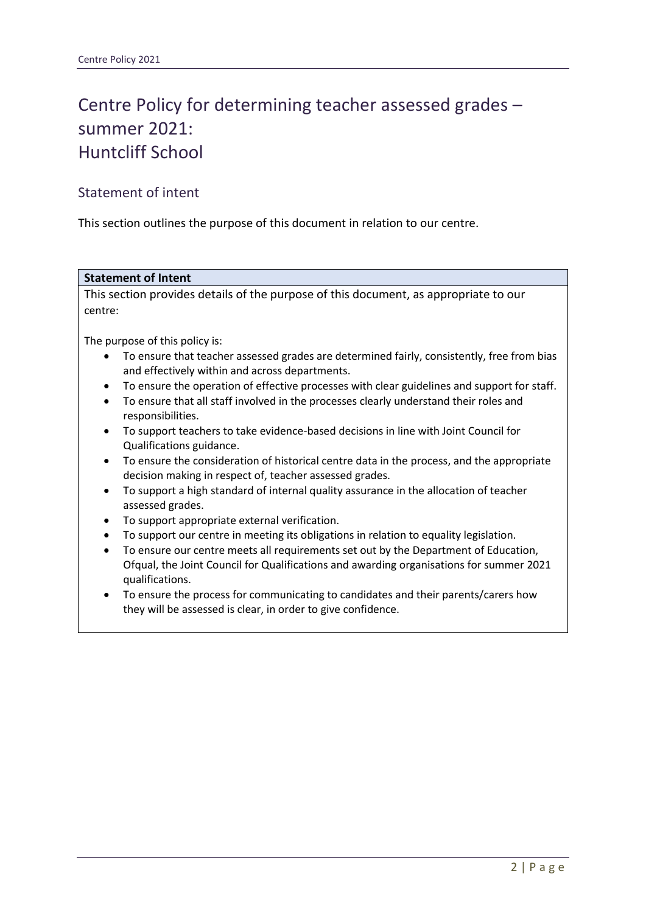# Centre Policy for determining teacher assessed grades – summer 2021: Huntcliff School

## Statement of intent

This section outlines the purpose of this document in relation to our centre.

| **Statement of Intent** |
| --- |
| This section provides details of the purpose of this document, as appropriate to our centre:<br><br>The purpose of this policy is:<br>• To ensure that teacher assessed grades are determined fairly, consistently, free from bias and effectively within and across departments.<br>• To ensure the operation of effective processes with clear guidelines and support for staff.<br>• To ensure that all staff involved in the processes clearly understand their roles and responsibilities.<br>• To support teachers to take evidence-based decisions in line with Joint Council for Qualifications guidance.<br>• To ensure the consideration of historical centre data in the process, and the appropriate decision making in respect of, teacher assessed grades.<br>• To support a high standard of internal quality assurance in the allocation of teacher assessed grades.<br>• To support appropriate external verification.<br>• To support our centre in meeting its obligations in relation to equality legislation.<br>• To ensure our centre meets all requirements set out by the Department of Education, Ofqual, the Joint Council for Qualifications and awarding organisations for summer 2021 qualifications.<br>• To ensure the process for communicating to candidates and their parents/carers how they will be assessed is clear, in order to give confidence. |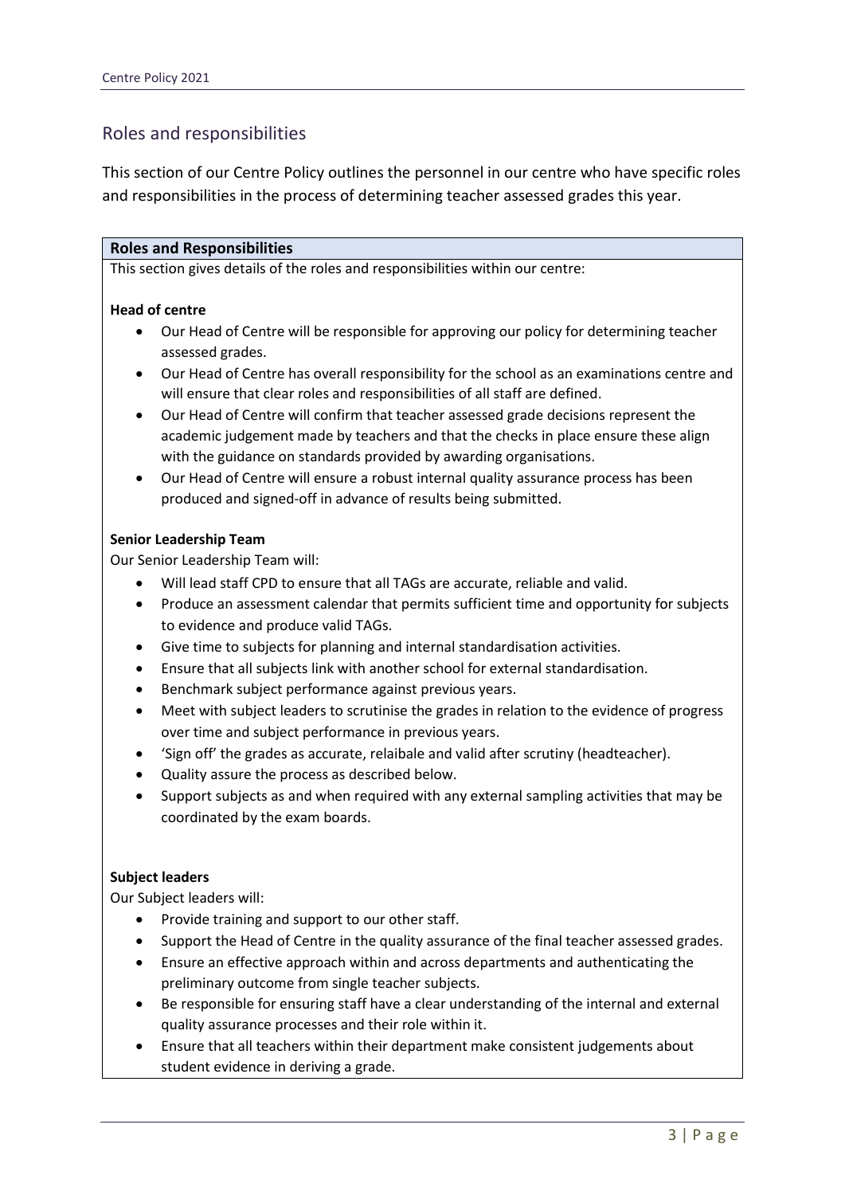## Roles and responsibilities

This section of our Centre Policy outlines the personnel in our centre who have specific roles and responsibilities in the process of determining teacher assessed grades this year.

### Roles and Responsibilities

This section gives details of the roles and responsibilities within our centre:

**Head of centre**

- Our Head of Centre will be responsible for approving our policy for determining teacher assessed grades.
- Our Head of Centre has overall responsibility for the school as an examinations centre and will ensure that clear roles and responsibilities of all staff are defined.
- Our Head of Centre will confirm that teacher assessed grade decisions represent the academic judgement made by teachers and that the checks in place ensure these align with the guidance on standards provided by awarding organisations.
- Our Head of Centre will ensure a robust internal quality assurance process has been produced and signed-off in advance of results being submitted.

**Senior Leadership Team**

Our Senior Leadership Team will:

- Will lead staff CPD to ensure that all TAGs are accurate, reliable and valid.
- Produce an assessment calendar that permits sufficient time and opportunity for subjects to evidence and produce valid TAGs.
- Give time to subjects for planning and internal standardisation activities.
- Ensure that all subjects link with another school for external standardisation.
- Benchmark subject performance against previous years.
- Meet with subject leaders to scrutinise the grades in relation to the evidence of progress over time and subject performance in previous years.
- 'Sign off' the grades as accurate, relaibale and valid after scrutiny (headteacher).
- Quality assure the process as described below.
- Support subjects as and when required with any external sampling activities that may be coordinated by the exam boards.

**Subject leaders**

Our Subject leaders will:

- Provide training and support to our other staff.
- Support the Head of Centre in the quality assurance of the final teacher assessed grades.
- Ensure an effective approach within and across departments and authenticating the preliminary outcome from single teacher subjects.
- Be responsible for ensuring staff have a clear understanding of the internal and external quality assurance processes and their role within it.
- Ensure that all teachers within their department make consistent judgements about student evidence in deriving a grade.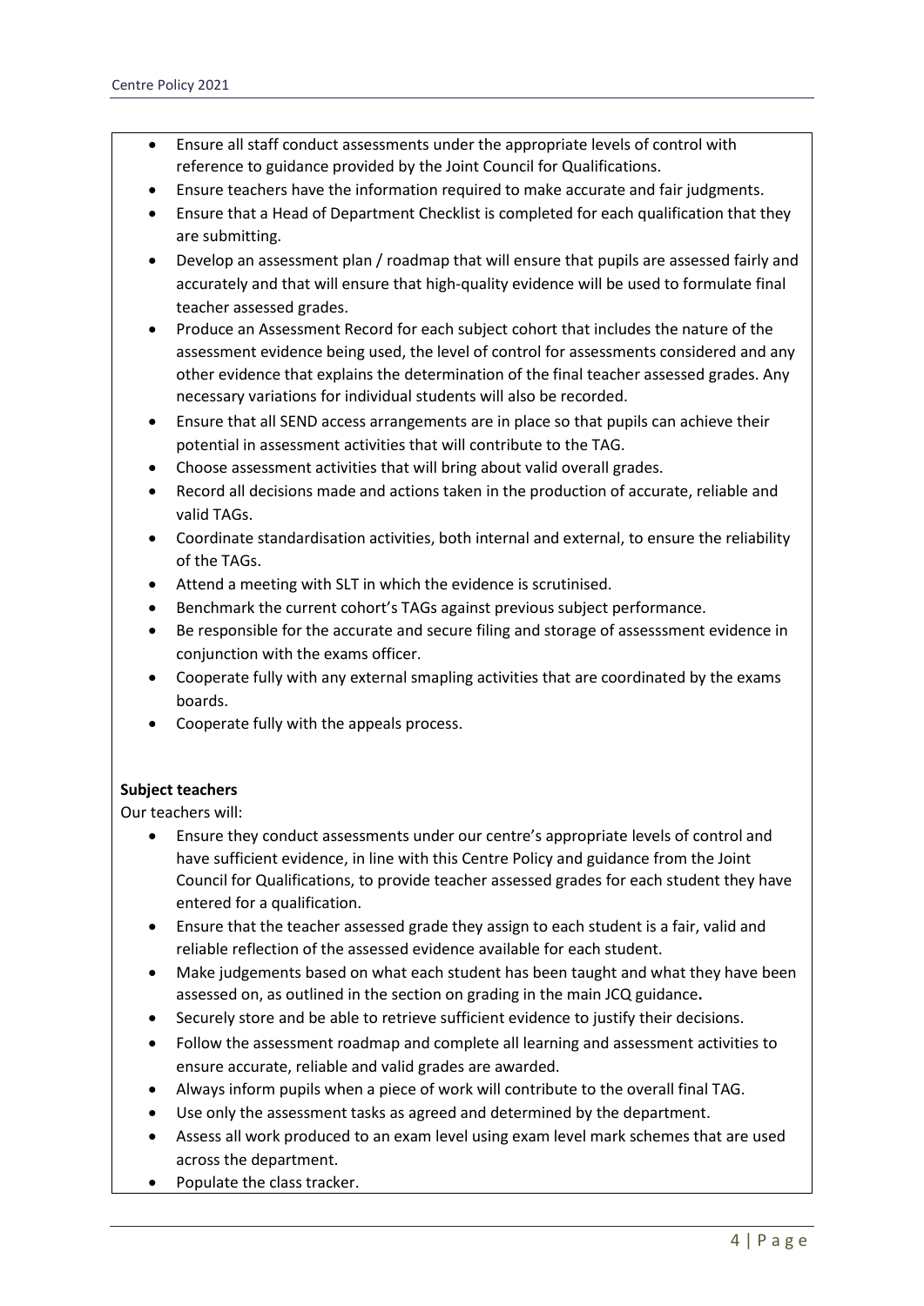- Ensure all staff conduct assessments under the appropriate levels of control with reference to guidance provided by the Joint Council for Qualifications.
- Ensure teachers have the information required to make accurate and fair judgments.
- Ensure that a Head of Department Checklist is completed for each qualification that they are submitting.
- Develop an assessment plan / roadmap that will ensure that pupils are assessed fairly and accurately and that will ensure that high-quality evidence will be used to formulate final teacher assessed grades.
- Produce an Assessment Record for each subject cohort that includes the nature of the assessment evidence being used, the level of control for assessments considered and any other evidence that explains the determination of the final teacher assessed grades. Any necessary variations for individual students will also be recorded.
- Ensure that all SEND access arrangements are in place so that pupils can achieve their potential in assessment activities that will contribute to the TAG.
- Choose assessment activities that will bring about valid overall grades.
- Record all decisions made and actions taken in the production of accurate, reliable and valid TAGs.
- Coordinate standardisation activities, both internal and external, to ensure the reliability of the TAGs.
- Attend a meeting with SLT in which the evidence is scrutinised.
- Benchmark the current cohort's TAGs against previous subject performance.
- Be responsible for the accurate and secure filing and storage of assesssment evidence in conjunction with the exams officer.
- Cooperate fully with any external smapling activities that are coordinated by the exams boards.
- Cooperate fully with the appeals process.

**Subject teachers**

Our teachers will:

- Ensure they conduct assessments under our centre's appropriate levels of control and have sufficient evidence, in line with this Centre Policy and guidance from the Joint Council for Qualifications, to provide teacher assessed grades for each student they have entered for a qualification.
- Ensure that the teacher assessed grade they assign to each student is a fair, valid and reliable reflection of the assessed evidence available for each student.
- Make judgements based on what each student has been taught and what they have been assessed on, as outlined in the section on grading in the main JCQ guidance**.**
- Securely store and be able to retrieve sufficient evidence to justify their decisions.
- Follow the assessment roadmap and complete all learning and assessment activities to ensure accurate, reliable and valid grades are awarded.
- Always inform pupils when a piece of work will contribute to the overall final TAG.
- Use only the assessment tasks as agreed and determined by the department.
- Assess all work produced to an exam level using exam level mark schemes that are used across the department.
- Populate the class tracker.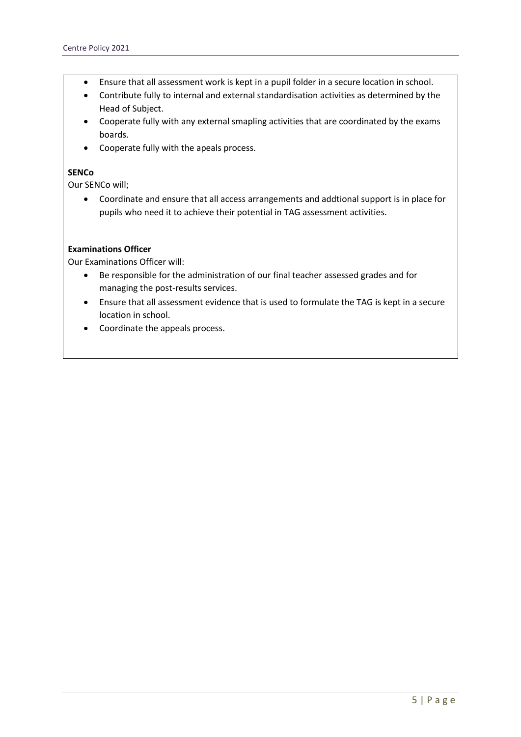- Ensure that all assessment work is kept in a pupil folder in a secure location in school.
- Contribute fully to internal and external standardisation activities as determined by the Head of Subject.
- Cooperate fully with any external smapling activities that are coordinated by the exams boards.
- Cooperate fully with the apeals process.

**SENCo**

Our SENCo will;

- Coordinate and ensure that all access arrangements and addtional support is in place for pupils who need it to achieve their potential in TAG assessment activities.

**Examinations Officer**

Our Examinations Officer will:

- Be responsible for the administration of our final teacher assessed grades and for managing the post-results services.
- Ensure that all assessment evidence that is used to formulate the TAG is kept in a secure location in school.
- Coordinate the appeals process.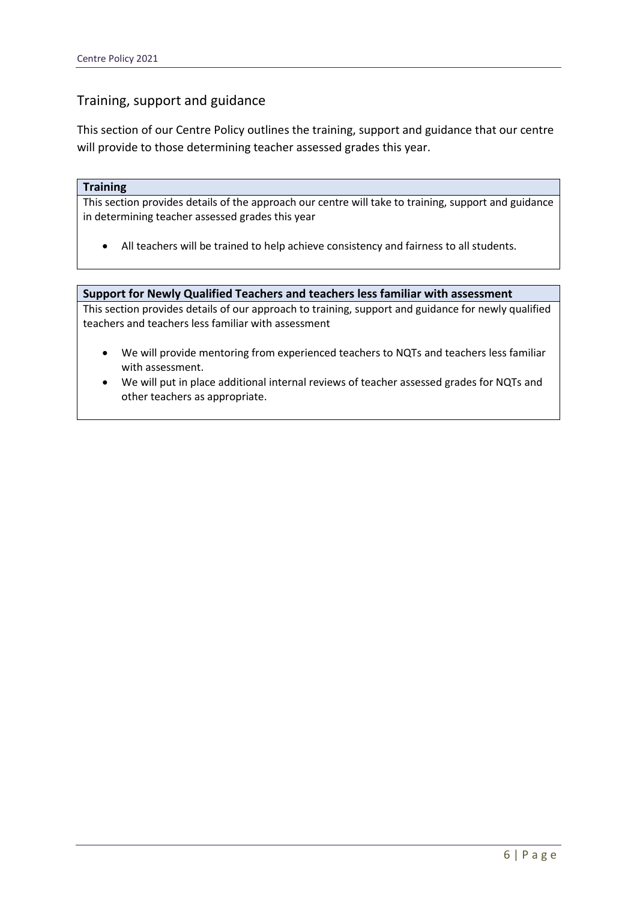## Training, support and guidance

This section of our Centre Policy outlines the training, support and guidance that our centre will provide to those determining teacher assessed grades this year.

### Training

This section provides details of the approach our centre will take to training, support and guidance in determining teacher assessed grades this year

- All teachers will be trained to help achieve consistency and fairness to all students.

### Support for Newly Qualified Teachers and teachers less familiar with assessment

This section provides details of our approach to training, support and guidance for newly qualified teachers and teachers less familiar with assessment

- We will provide mentoring from experienced teachers to NQTs and teachers less familiar with assessment.
- We will put in place additional internal reviews of teacher assessed grades for NQTs and other teachers as appropriate.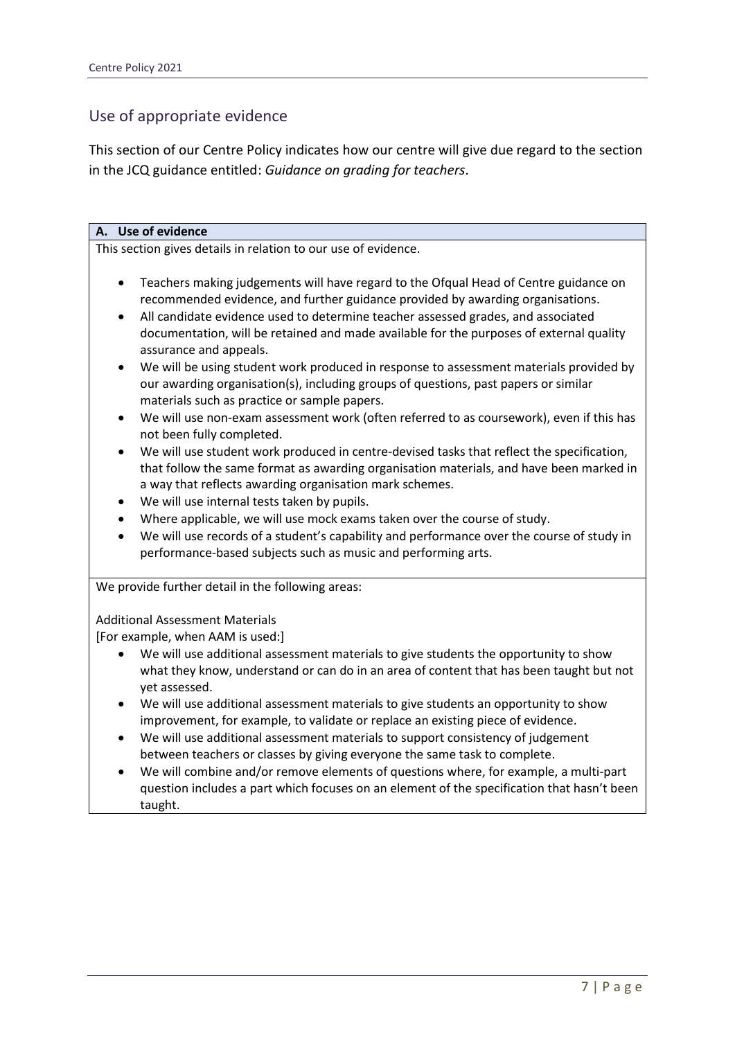## Use of appropriate evidence

This section of our Centre Policy indicates how our centre will give due regard to the section in the JCQ guidance entitled: *Guidance on grading for teachers*.

**A. Use of evidence**

This section gives details in relation to our use of evidence.

- Teachers making judgements will have regard to the Ofqual Head of Centre guidance on recommended evidence, and further guidance provided by awarding organisations.
- All candidate evidence used to determine teacher assessed grades, and associated documentation, will be retained and made available for the purposes of external quality assurance and appeals.
- We will be using student work produced in response to assessment materials provided by our awarding organisation(s), including groups of questions, past papers or similar materials such as practice or sample papers.
- We will use non-exam assessment work (often referred to as coursework), even if this has not been fully completed.
- We will use student work produced in centre-devised tasks that reflect the specification, that follow the same format as awarding organisation materials, and have been marked in a way that reflects awarding organisation mark schemes.
- We will use internal tests taken by pupils.
- Where applicable, we will use mock exams taken over the course of study.
- We will use records of a student's capability and performance over the course of study in performance-based subjects such as music and performing arts.

We provide further detail in the following areas:

Additional Assessment Materials
[For example, when AAM is used:]

- We will use additional assessment materials to give students the opportunity to show what they know, understand or can do in an area of content that has been taught but not yet assessed.
- We will use additional assessment materials to give students an opportunity to show improvement, for example, to validate or replace an existing piece of evidence.
- We will use additional assessment materials to support consistency of judgement between teachers or classes by giving everyone the same task to complete.
- We will combine and/or remove elements of questions where, for example, a multi-part question includes a part which focuses on an element of the specification that hasn't been taught.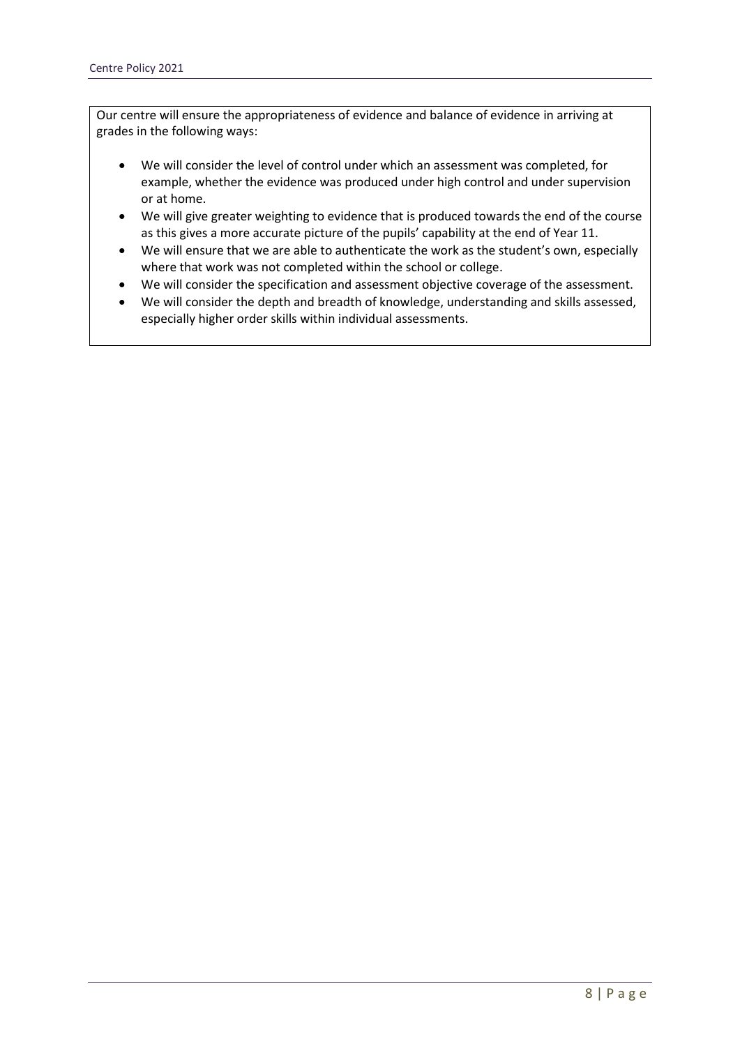Our centre will ensure the appropriateness of evidence and balance of evidence in arriving at grades in the following ways:

- We will consider the level of control under which an assessment was completed, for example, whether the evidence was produced under high control and under supervision or at home.
- We will give greater weighting to evidence that is produced towards the end of the course as this gives a more accurate picture of the pupils' capability at the end of Year 11.
- We will ensure that we are able to authenticate the work as the student's own, especially where that work was not completed within the school or college.
- We will consider the specification and assessment objective coverage of the assessment.
- We will consider the depth and breadth of knowledge, understanding and skills assessed, especially higher order skills within individual assessments.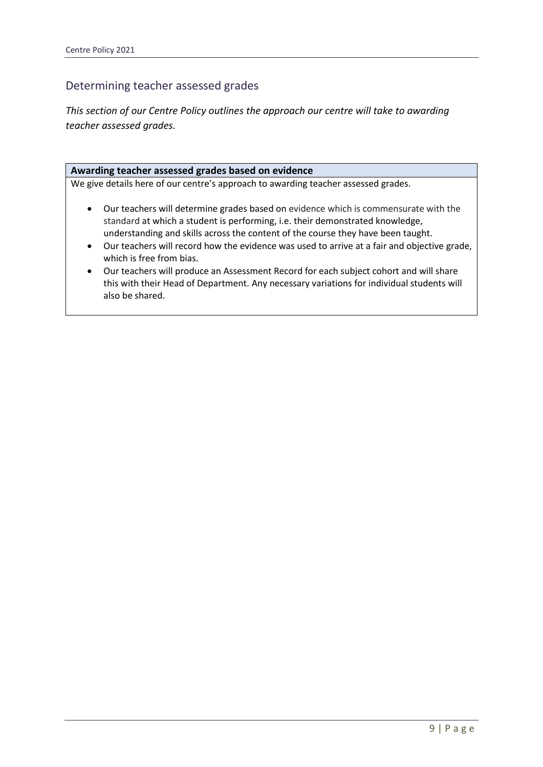## Determining teacher assessed grades

*This section of our Centre Policy outlines the approach our centre will take to awarding teacher assessed grades.*

### Awarding teacher assessed grades based on evidence

We give details here of our centre's approach to awarding teacher assessed grades.

- Our teachers will determine grades based on evidence which is commensurate with the standard at which a student is performing, i.e. their demonstrated knowledge, understanding and skills across the content of the course they have been taught.
- Our teachers will record how the evidence was used to arrive at a fair and objective grade, which is free from bias.
- Our teachers will produce an Assessment Record for each subject cohort and will share this with their Head of Department. Any necessary variations for individual students will also be shared.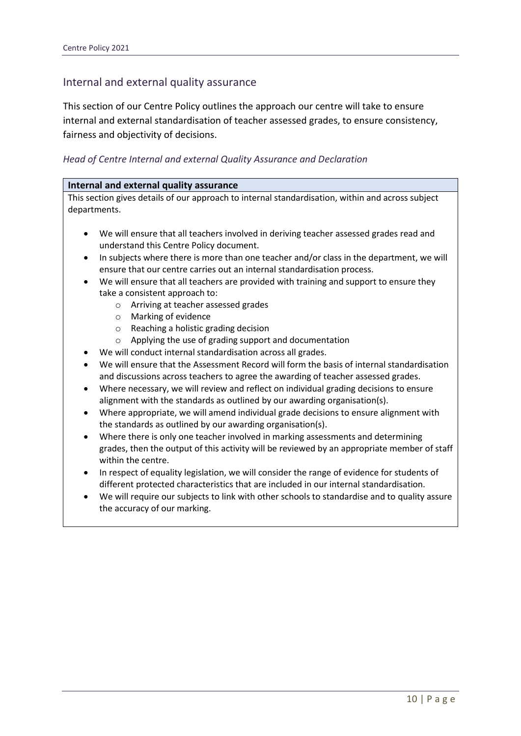## Internal and external quality assurance

This section of our Centre Policy outlines the approach our centre will take to ensure internal and external standardisation of teacher assessed grades, to ensure consistency, fairness and objectivity of decisions.

*Head of Centre Internal and external Quality Assurance and Declaration*

| **Internal and external quality assurance** |
| --- |
| This section gives details of our approach to internal standardisation, within and across subject departments.<br><br>• We will ensure that all teachers involved in deriving teacher assessed grades read and understand this Centre Policy document.<br>• In subjects where there is more than one teacher and/or class in the department, we will ensure that our centre carries out an internal standardisation process.<br>• We will ensure that all teachers are provided with training and support to ensure they take a consistent approach to:<br>&nbsp;&nbsp;&nbsp;&nbsp;o Arriving at teacher assessed grades<br>&nbsp;&nbsp;&nbsp;&nbsp;o Marking of evidence<br>&nbsp;&nbsp;&nbsp;&nbsp;o Reaching a holistic grading decision<br>&nbsp;&nbsp;&nbsp;&nbsp;o Applying the use of grading support and documentation<br>• We will conduct internal standardisation across all grades.<br>• We will ensure that the Assessment Record will form the basis of internal standardisation and discussions across teachers to agree the awarding of teacher assessed grades.<br>• Where necessary, we will review and reflect on individual grading decisions to ensure alignment with the standards as outlined by our awarding organisation(s).<br>• Where appropriate, we will amend individual grade decisions to ensure alignment with the standards as outlined by our awarding organisation(s).<br>• Where there is only one teacher involved in marking assessments and determining grades, then the output of this activity will be reviewed by an appropriate member of staff within the centre.<br>• In respect of equality legislation, we will consider the range of evidence for students of different protected characteristics that are included in our internal standardisation.<br>• We will require our subjects to link with other schools to standardise and to quality assure the accuracy of our marking. |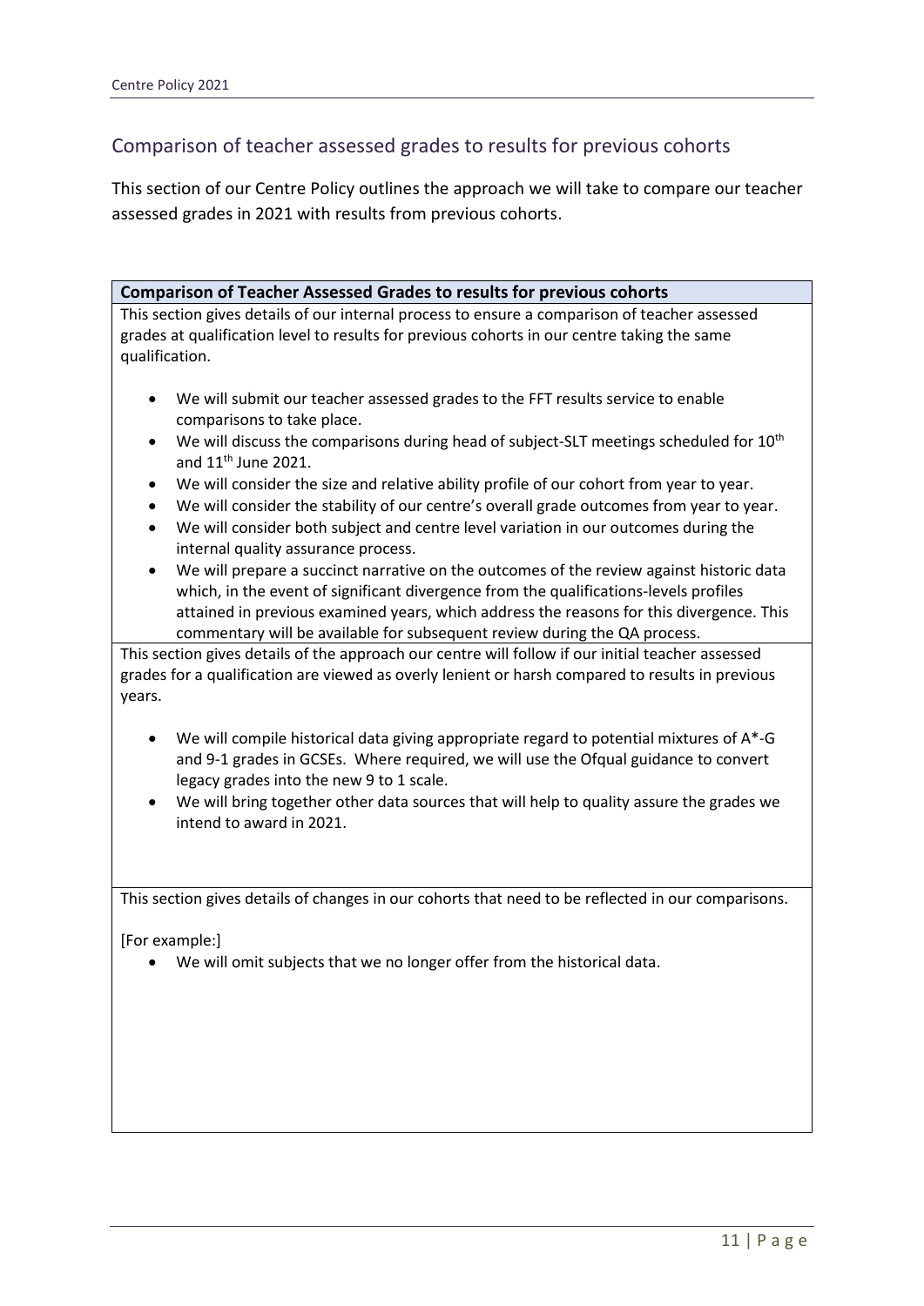## Comparison of teacher assessed grades to results for previous cohorts

This section of our Centre Policy outlines the approach we will take to compare our teacher assessed grades in 2021 with results from previous cohorts.

| **Comparison of Teacher Assessed Grades to results for previous cohorts** |
| --- |
| This section gives details of our internal process to ensure a comparison of teacher assessed grades at qualification level to results for previous cohorts in our centre taking the same qualification.<br><br>• We will submit our teacher assessed grades to the FFT results service to enable comparisons to take place.<br>• We will discuss the comparisons during head of subject-SLT meetings scheduled for 10th and 11th June 2021.<br>• We will consider the size and relative ability profile of our cohort from year to year.<br>• We will consider the stability of our centre's overall grade outcomes from year to year.<br>• We will consider both subject and centre level variation in our outcomes during the internal quality assurance process.<br>• We will prepare a succinct narrative on the outcomes of the review against historic data which, in the event of significant divergence from the qualifications-levels profiles attained in previous examined years, which address the reasons for this divergence. This commentary will be available for subsequent review during the QA process. |
| This section gives details of the approach our centre will follow if our initial teacher assessed grades for a qualification are viewed as overly lenient or harsh compared to results in previous years.<br><br>• We will compile historical data giving appropriate regard to potential mixtures of A*-G and 9-1 grades in GCSEs. Where required, we will use the Ofqual guidance to convert legacy grades into the new 9 to 1 scale.<br>• We will bring together other data sources that will help to quality assure the grades we intend to award in 2021. |
| This section gives details of changes in our cohorts that need to be reflected in our comparisons.<br><br>[For example:]<br>• We will omit subjects that we no longer offer from the historical data. |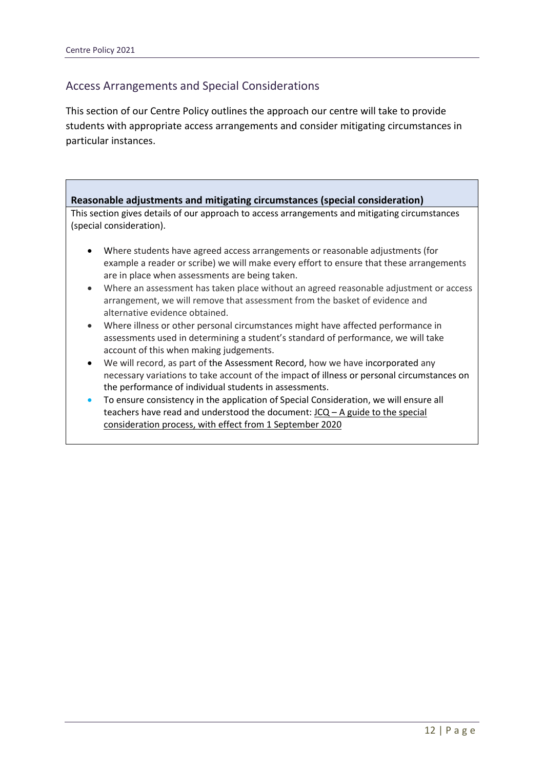## Access Arrangements and Special Considerations

This section of our Centre Policy outlines the approach our centre will take to provide students with appropriate access arrangements and consider mitigating circumstances in particular instances.

### Reasonable adjustments and mitigating circumstances (special consideration)

This section gives details of our approach to access arrangements and mitigating circumstances (special consideration).

- Where students have agreed access arrangements or reasonable adjustments (for example a reader or scribe) we will make every effort to ensure that these arrangements are in place when assessments are being taken.
- Where an assessment has taken place without an agreed reasonable adjustment or access arrangement, we will remove that assessment from the basket of evidence and alternative evidence obtained.
- Where illness or other personal circumstances might have affected performance in assessments used in determining a student's standard of performance, we will take account of this when making judgements.
- We will record, as part of the Assessment Record, how we have incorporated any necessary variations to take account of the impact of illness or personal circumstances on the performance of individual students in assessments.
- To ensure consistency in the application of Special Consideration, we will ensure all teachers have read and understood the document: JCQ – A guide to the special consideration process, with effect from 1 September 2020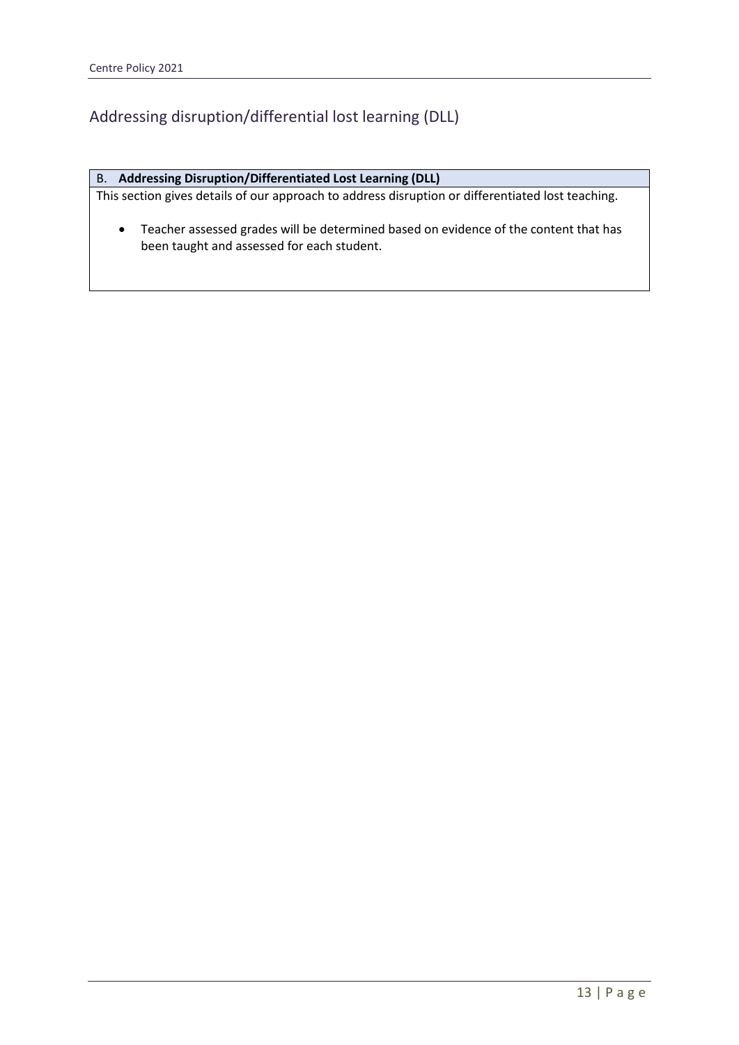## Addressing disruption/differential lost learning (DLL)

| B. **Addressing Disruption/Differentiated Lost Learning (DLL)** |
| --- |
| This section gives details of our approach to address disruption or differentiated lost teaching. <br><br> • Teacher assessed grades will be determined based on evidence of the content that has been taught and assessed for each student. |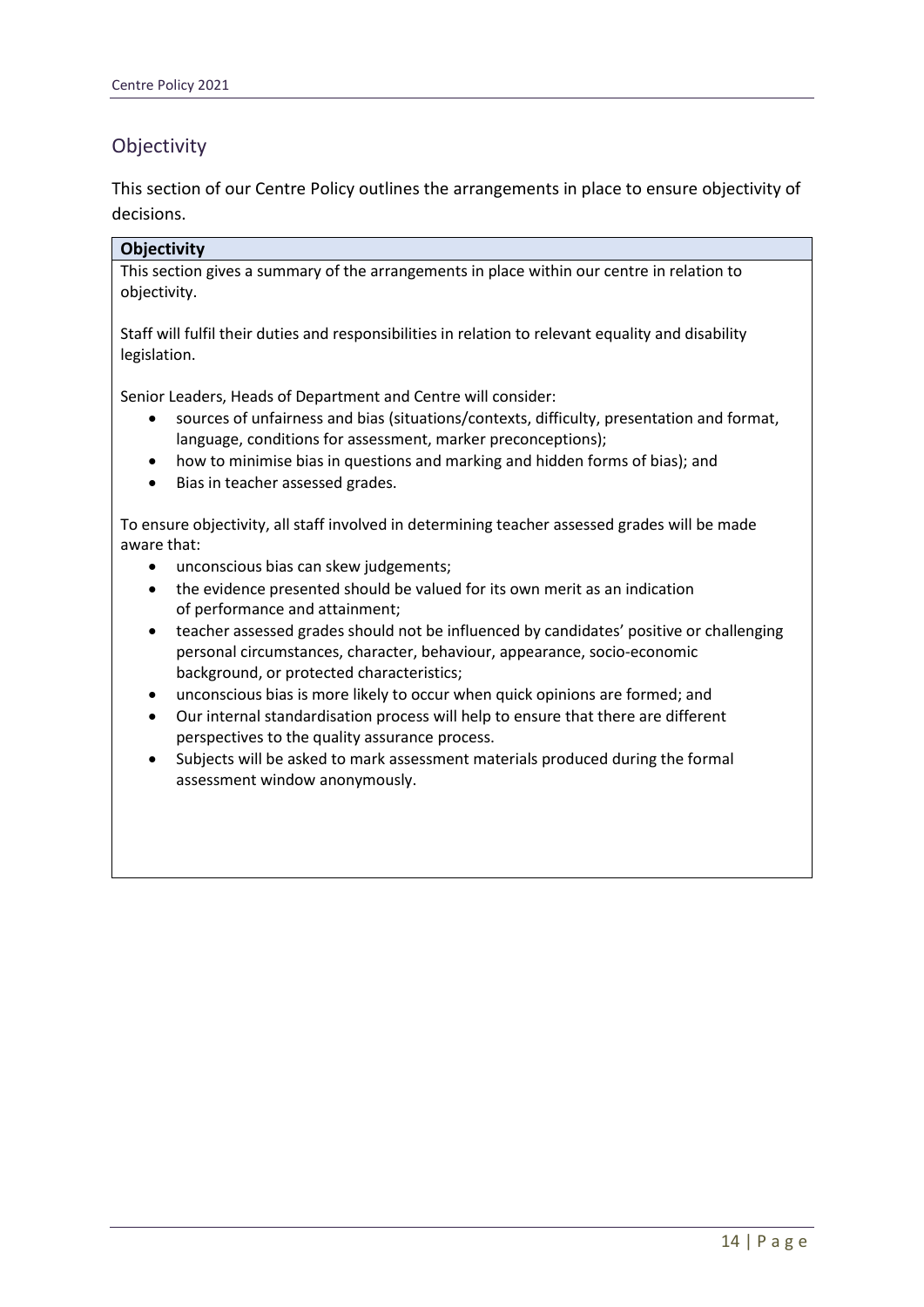## Objectivity

This section of our Centre Policy outlines the arrangements in place to ensure objectivity of decisions.

**Objectivity**

This section gives a summary of the arrangements in place within our centre in relation to objectivity.

Staff will fulfil their duties and responsibilities in relation to relevant equality and disability legislation.

Senior Leaders, Heads of Department and Centre will consider:

- sources of unfairness and bias (situations/contexts, difficulty, presentation and format, language, conditions for assessment, marker preconceptions);
- how to minimise bias in questions and marking and hidden forms of bias); and
- Bias in teacher assessed grades.

To ensure objectivity, all staff involved in determining teacher assessed grades will be made aware that:

- unconscious bias can skew judgements;
- the evidence presented should be valued for its own merit as an indication of performance and attainment;
- teacher assessed grades should not be influenced by candidates' positive or challenging personal circumstances, character, behaviour, appearance, socio-economic background, or protected characteristics;
- unconscious bias is more likely to occur when quick opinions are formed; and
- Our internal standardisation process will help to ensure that there are different perspectives to the quality assurance process.
- Subjects will be asked to mark assessment materials produced during the formal assessment window anonymously.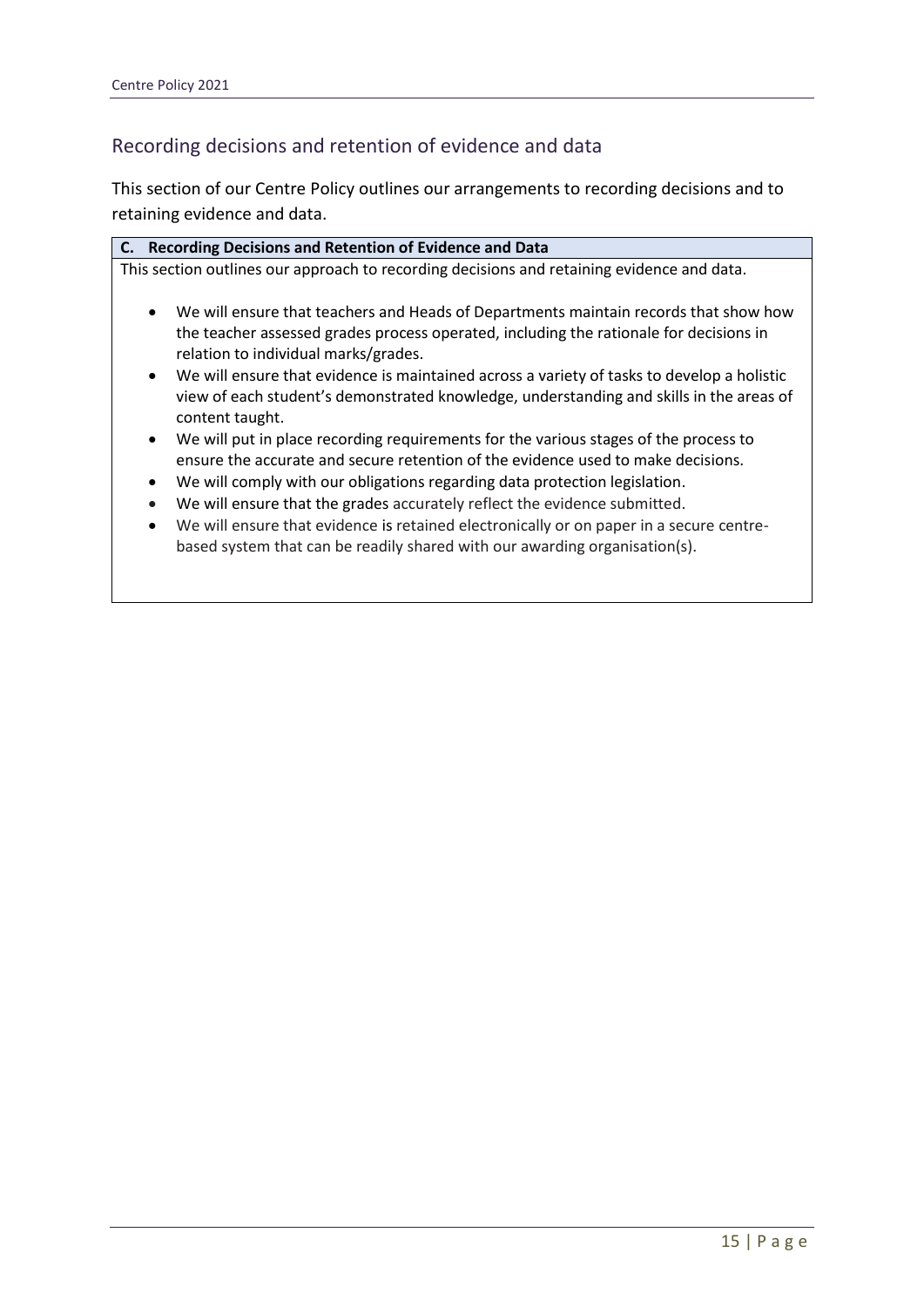## Recording decisions and retention of evidence and data

This section of our Centre Policy outlines our arrangements to recording decisions and to retaining evidence and data.

| **C. Recording Decisions and Retention of Evidence and Data** |
| --- |
| This section outlines our approach to recording decisions and retaining evidence and data.<br><br>• We will ensure that teachers and Heads of Departments maintain records that show how the teacher assessed grades process operated, including the rationale for decisions in relation to individual marks/grades.<br>• We will ensure that evidence is maintained across a variety of tasks to develop a holistic view of each student's demonstrated knowledge, understanding and skills in the areas of content taught.<br>• We will put in place recording requirements for the various stages of the process to ensure the accurate and secure retention of the evidence used to make decisions.<br>• We will comply with our obligations regarding data protection legislation.<br>• We will ensure that the grades accurately reflect the evidence submitted.<br>• We will ensure that evidence is retained electronically or on paper in a secure centre-based system that can be readily shared with our awarding organisation(s). |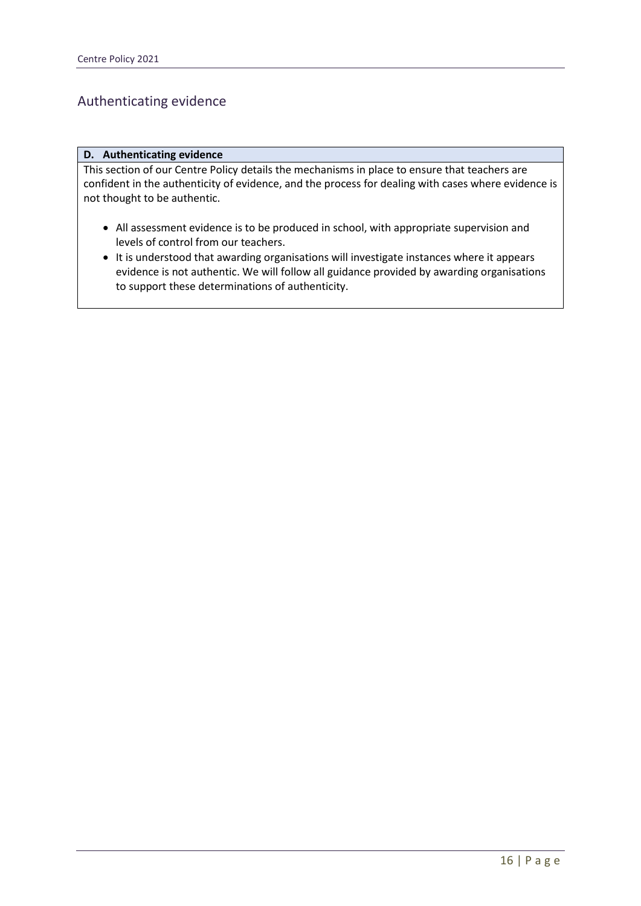## Authenticating evidence

| D. Authenticating evidence |
| --- |
| This section of our Centre Policy details the mechanisms in place to ensure that teachers are confident in the authenticity of evidence, and the process for dealing with cases where evidence is not thought to be authentic.<br><br>• All assessment evidence is to be produced in school, with appropriate supervision and levels of control from our teachers.<br>• It is understood that awarding organisations will investigate instances where it appears evidence is not authentic. We will follow all guidance provided by awarding organisations to support these determinations of authenticity. |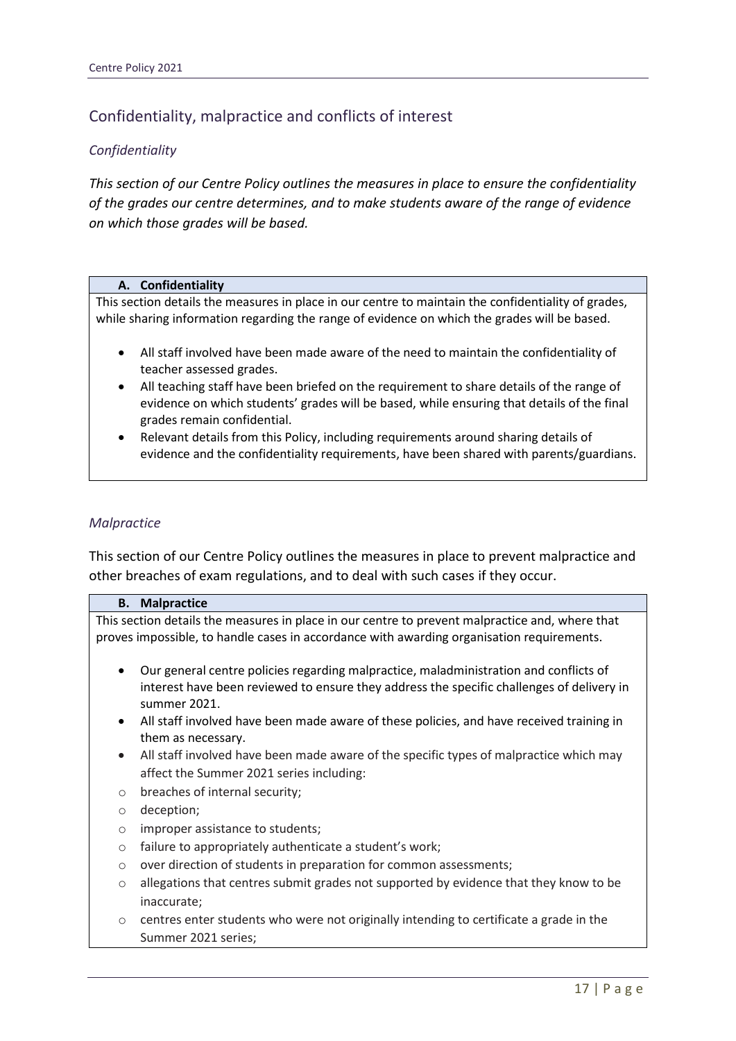## Confidentiality, malpractice and conflicts of interest

### *Confidentiality*

*This section of our Centre Policy outlines the measures in place to ensure the confidentiality of the grades our centre determines, and to make students aware of the range of evidence on which those grades will be based.*

**A. Confidentiality**

This section details the measures in place in our centre to maintain the confidentiality of grades, while sharing information regarding the range of evidence on which the grades will be based.

- All staff involved have been made aware of the need to maintain the confidentiality of teacher assessed grades.
- All teaching staff have been briefed on the requirement to share details of the range of evidence on which students' grades will be based, while ensuring that details of the final grades remain confidential.
- Relevant details from this Policy, including requirements around sharing details of evidence and the confidentiality requirements, have been shared with parents/guardians.

### *Malpractice*

This section of our Centre Policy outlines the measures in place to prevent malpractice and other breaches of exam regulations, and to deal with such cases if they occur.

**B. Malpractice**

This section details the measures in place in our centre to prevent malpractice and, where that proves impossible, to handle cases in accordance with awarding organisation requirements.

- Our general centre policies regarding malpractice, maladministration and conflicts of interest have been reviewed to ensure they address the specific challenges of delivery in summer 2021.
- All staff involved have been made aware of these policies, and have received training in them as necessary.
- All staff involved have been made aware of the specific types of malpractice which may affect the Summer 2021 series including:
  - breaches of internal security;
  - deception;
  - improper assistance to students;
  - failure to appropriately authenticate a student's work;
  - over direction of students in preparation for common assessments;
  - allegations that centres submit grades not supported by evidence that they know to be inaccurate;
  - centres enter students who were not originally intending to certificate a grade in the Summer 2021 series;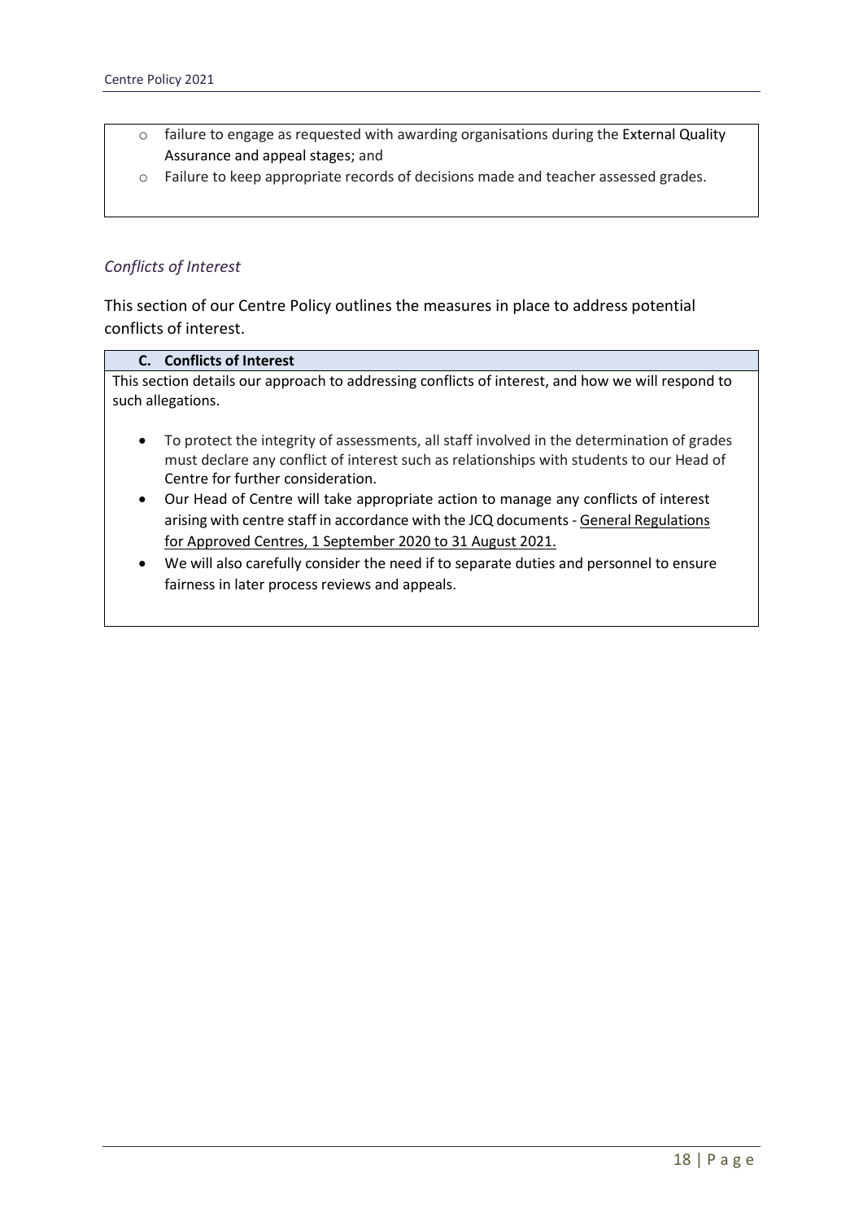- failure to engage as requested with awarding organisations during the External Quality Assurance and appeal stages; and
- Failure to keep appropriate records of decisions made and teacher assessed grades.

*Conflicts of Interest*

This section of our Centre Policy outlines the measures in place to address potential conflicts of interest.

**C. Conflicts of Interest**

This section details our approach to addressing conflicts of interest, and how we will respond to such allegations.

- To protect the integrity of assessments, all staff involved in the determination of grades must declare any conflict of interest such as relationships with students to our Head of Centre for further consideration.
- Our Head of Centre will take appropriate action to manage any conflicts of interest arising with centre staff in accordance with the JCQ documents - General Regulations for Approved Centres, 1 September 2020 to 31 August 2021.
- We will also carefully consider the need if to separate duties and personnel to ensure fairness in later process reviews and appeals.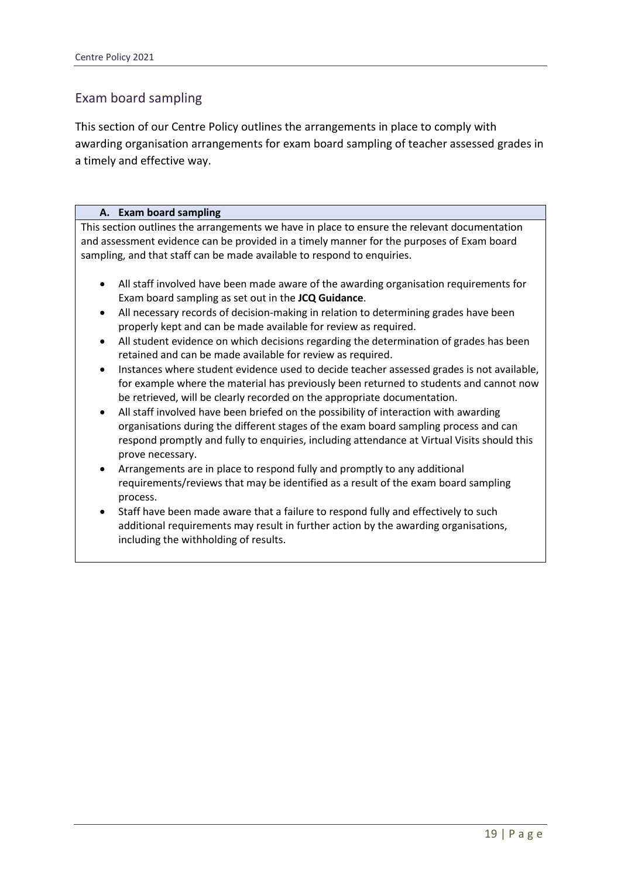## Exam board sampling

This section of our Centre Policy outlines the arrangements in place to comply with awarding organisation arrangements for exam board sampling of teacher assessed grades in a timely and effective way.

### A. Exam board sampling

This section outlines the arrangements we have in place to ensure the relevant documentation and assessment evidence can be provided in a timely manner for the purposes of Exam board sampling, and that staff can be made available to respond to enquiries.

- All staff involved have been made aware of the awarding organisation requirements for Exam board sampling as set out in the **JCQ Guidance**.
- All necessary records of decision-making in relation to determining grades have been properly kept and can be made available for review as required.
- All student evidence on which decisions regarding the determination of grades has been retained and can be made available for review as required.
- Instances where student evidence used to decide teacher assessed grades is not available, for example where the material has previously been returned to students and cannot now be retrieved, will be clearly recorded on the appropriate documentation.
- All staff involved have been briefed on the possibility of interaction with awarding organisations during the different stages of the exam board sampling process and can respond promptly and fully to enquiries, including attendance at Virtual Visits should this prove necessary.
- Arrangements are in place to respond fully and promptly to any additional requirements/reviews that may be identified as a result of the exam board sampling process.
- Staff have been made aware that a failure to respond fully and effectively to such additional requirements may result in further action by the awarding organisations, including the withholding of results.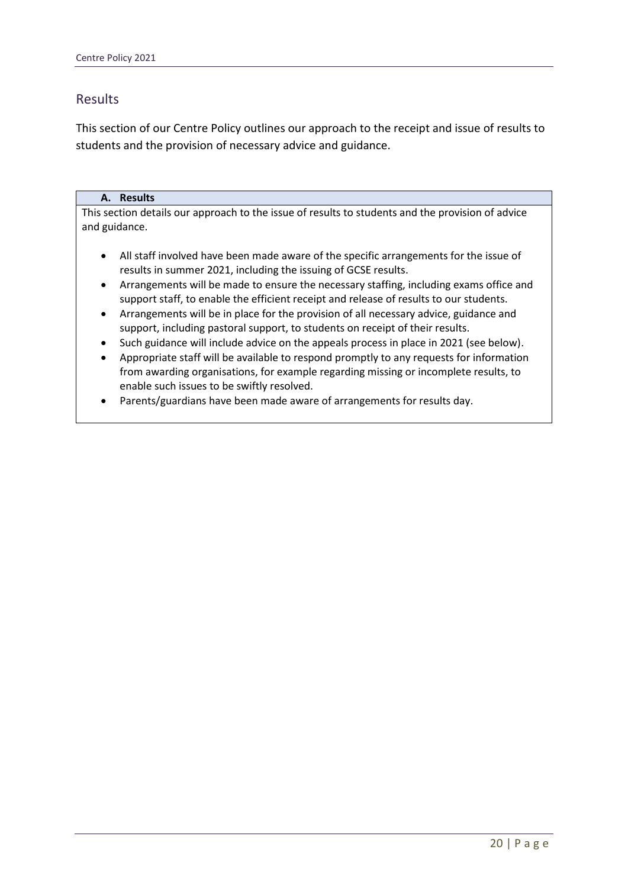## Results

This section of our Centre Policy outlines our approach to the receipt and issue of results to students and the provision of necessary advice and guidance.

| A. Results |
| --- |
| This section details our approach to the issue of results to students and the provision of advice and guidance.<br><br>• All staff involved have been made aware of the specific arrangements for the issue of results in summer 2021, including the issuing of GCSE results.<br>• Arrangements will be made to ensure the necessary staffing, including exams office and support staff, to enable the efficient receipt and release of results to our students.<br>• Arrangements will be in place for the provision of all necessary advice, guidance and support, including pastoral support, to students on receipt of their results.<br>• Such guidance will include advice on the appeals process in place in 2021 (see below).<br>• Appropriate staff will be available to respond promptly to any requests for information from awarding organisations, for example regarding missing or incomplete results, to enable such issues to be swiftly resolved.<br>• Parents/guardians have been made aware of arrangements for results day. |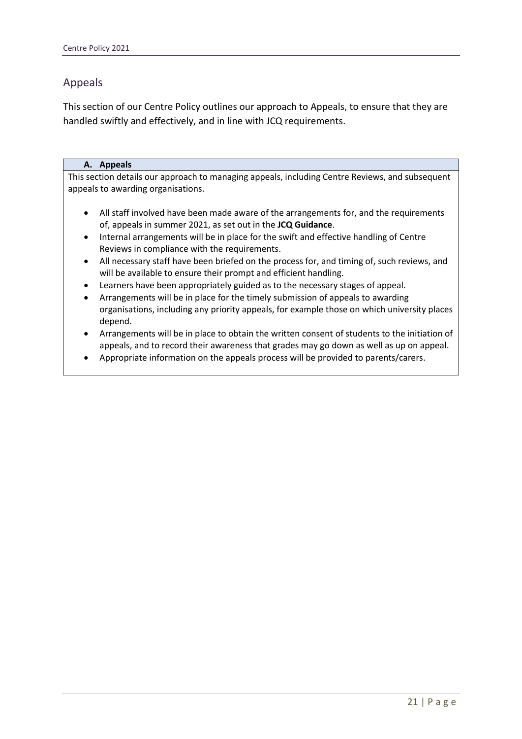## Appeals

This section of our Centre Policy outlines our approach to Appeals, to ensure that they are handled swiftly and effectively, and in line with JCQ requirements.

### A. Appeals

This section details our approach to managing appeals, including Centre Reviews, and subsequent appeals to awarding organisations.

- All staff involved have been made aware of the arrangements for, and the requirements of, appeals in summer 2021, as set out in the **JCQ Guidance**.
- Internal arrangements will be in place for the swift and effective handling of Centre Reviews in compliance with the requirements.
- All necessary staff have been briefed on the process for, and timing of, such reviews, and will be available to ensure their prompt and efficient handling.
- Learners have been appropriately guided as to the necessary stages of appeal.
- Arrangements will be in place for the timely submission of appeals to awarding organisations, including any priority appeals, for example those on which university places depend.
- Arrangements will be in place to obtain the written consent of students to the initiation of appeals, and to record their awareness that grades may go down as well as up on appeal.
- Appropriate information on the appeals process will be provided to parents/carers.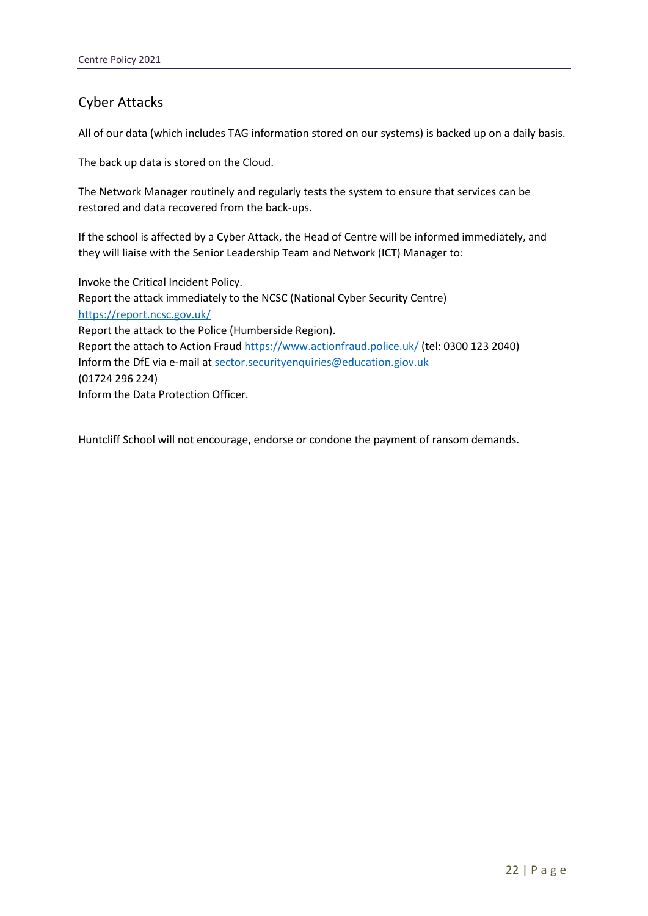## Cyber Attacks

All of our data (which includes TAG information stored on our systems) is backed up on a daily basis.

The back up data is stored on the Cloud.

The Network Manager routinely and regularly tests the system to ensure that services can be restored and data recovered from the back-ups.

If the school is affected by a Cyber Attack, the Head of Centre will be informed immediately, and they will liaise with the Senior Leadership Team and Network (ICT) Manager to:

Invoke the Critical Incident Policy.
Report the attack immediately to the NCSC (National Cyber Security Centre) https://report.ncsc.gov.uk/
Report the attack to the Police (Humberside Region).
Report the attach to Action Fraud https://www.actionfraud.police.uk/ (tel: 0300 123 2040)
Inform the DfE via e-mail at sector.securityenquiries@education.giov.uk
(01724 296 224)
Inform the Data Protection Officer.

Huntcliff School will not encourage, endorse or condone the payment of ransom demands.